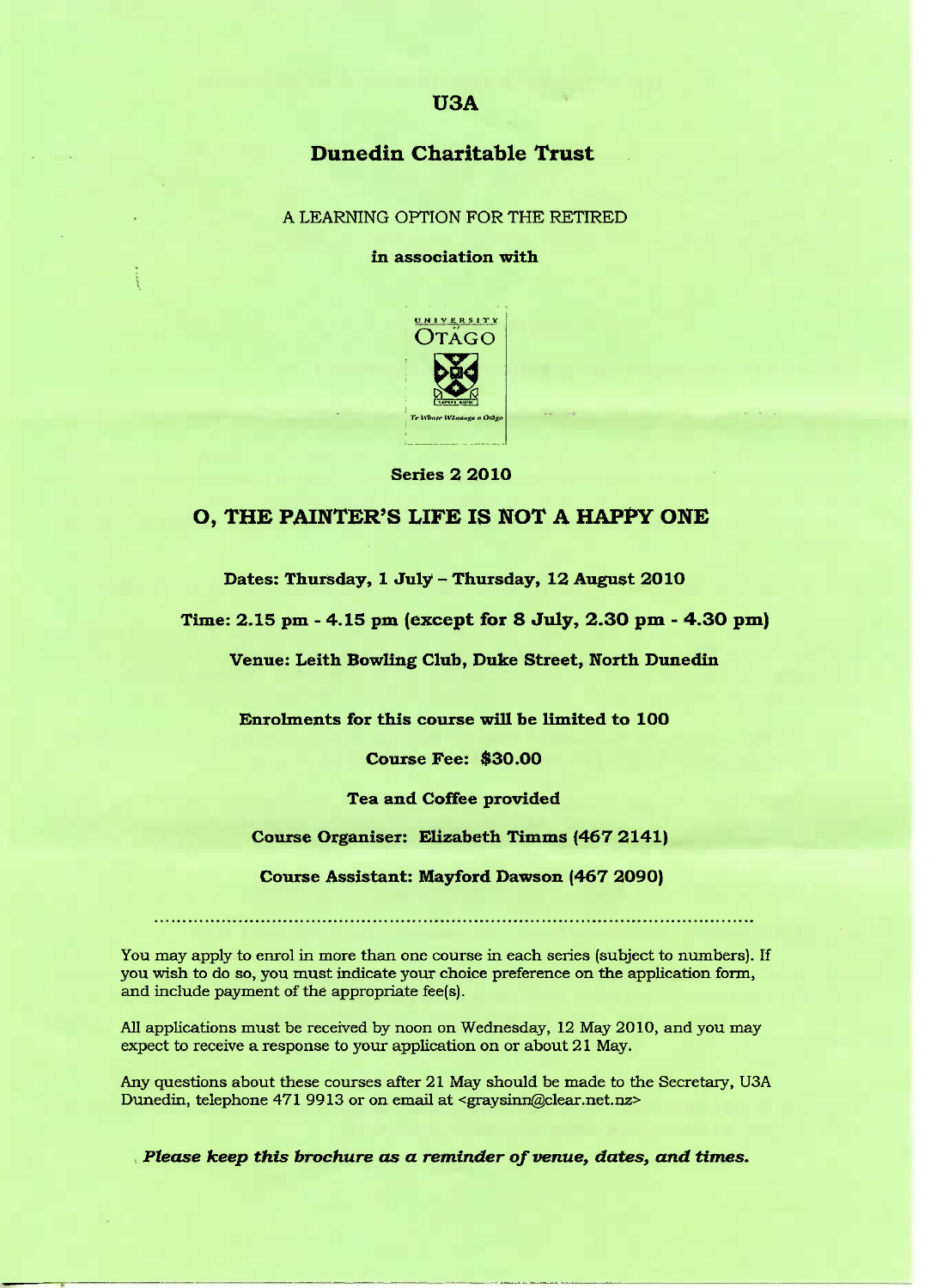# U3A

## Dunedin Charitable Trust

A LEARNING OPTION FOR THE RETIRED

**in association with**

UNIVERSITY of OTAGO

Te Whare Wānanga o Otāgo

**Series 2 2010**

## O, THE PAINTER'S LIFE IS NOT A HAPPY ONE

**Dates: Thursday, 1 July – Thursday, 12 August 2010**

**Time: 2.15 pm - 4.15 pm (except for 8 July, 2.30 pm - 4.30 pm)**

**Venue: Leith Bowling Club, Duke Street, North Dunedin**

**Enrolments for this course will be limited to 100**

**Course Fee: $30.00**

**Tea and Coffee provided**

**Course Organiser: Elizabeth Timms (467 2141)**

**Course Assistant: Mayford Dawson (467 2090)**

.................................................................................................................

You may apply to enrol in more than one course in each series (subject to numbers). If you wish to do so, you must indicate your choice preference on the application form, and include payment of the appropriate fee(s).

All applications must be received by noon on Wednesday, 12 May 2010, and you may expect to receive a response to your application on or about 21 May.

Any questions about these courses after 21 May should be made to the Secretary, U3A Dunedin, telephone 471 9913 or on email at <graysinn@clear.net.nz>

***Please keep this brochure as a reminder of venue, dates, and times.***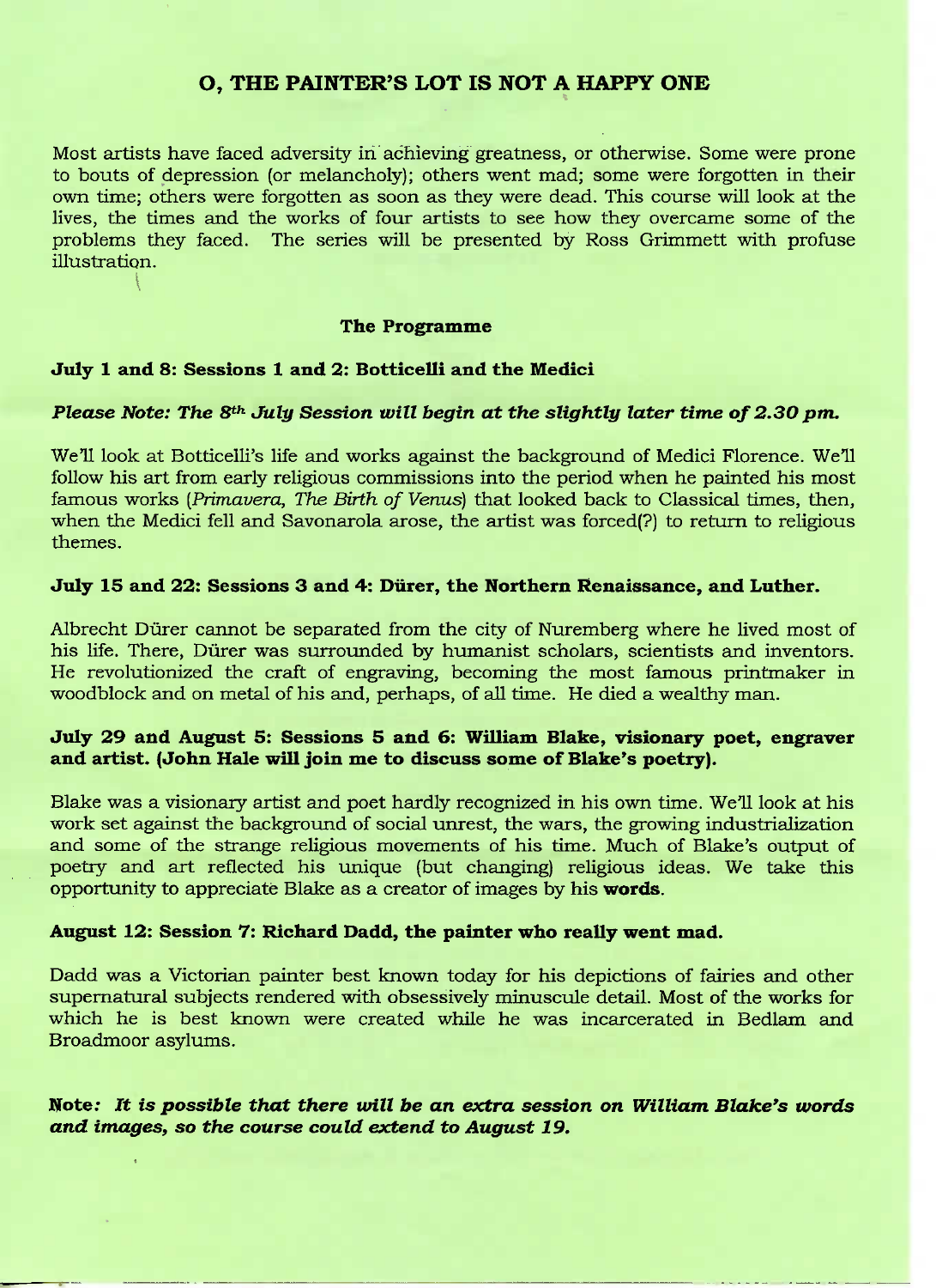## O, THE PAINTER'S LOT IS NOT A HAPPY ONE

Most artists have faced adversity in achieving greatness, or otherwise. Some were prone to bouts of depression (or melancholy); others went mad; some were forgotten in their own time; others were forgotten as soon as they were dead. This course will look at the lives, the times and the works of four artists to see how they overcame some of the problems they faced. The series will be presented by Ross Grimmett with profuse illustration.

### The Programme

**July 1 and 8: Sessions 1 and 2: Botticelli and the Medici**

***Please Note: The 8th July Session will begin at the slightly later time of 2.30 pm.***

We'll look at Botticelli's life and works against the background of Medici Florence. We'll follow his art from early religious commissions into the period when he painted his most famous works (*Primavera, The Birth of Venus*) that looked back to Classical times, then, when the Medici fell and Savonarola arose, the artist was forced(?) to return to religious themes.

**July 15 and 22: Sessions 3 and 4: Dürer, the Northern Renaissance, and Luther.**

Albrecht Dürer cannot be separated from the city of Nuremberg where he lived most of his life. There, Dürer was surrounded by humanist scholars, scientists and inventors. He revolutionized the craft of engraving, becoming the most famous printmaker in woodblock and on metal of his and, perhaps, of all time. He died a wealthy man.

**July 29 and August 5: Sessions 5 and 6: William Blake, visionary poet, engraver and artist. (John Hale will join me to discuss some of Blake's poetry).**

Blake was a visionary artist and poet hardly recognized in his own time. We'll look at his work set against the background of social unrest, the wars, the growing industrialization and some of the strange religious movements of his time. Much of Blake's output of poetry and art reflected his unique (but changing) religious ideas. We take this opportunity to appreciate Blake as a creator of images by his **words**.

**August 12: Session 7: Richard Dadd, the painter who really went mad.**

Dadd was a Victorian painter best known today for his depictions of fairies and other supernatural subjects rendered with obsessively minuscule detail. Most of the works for which he is best known were created while he was incarcerated in Bedlam and Broadmoor asylums.

**Note:** ***It is possible that there will be an extra session on William Blake's words and images, so the course could extend to August 19.***